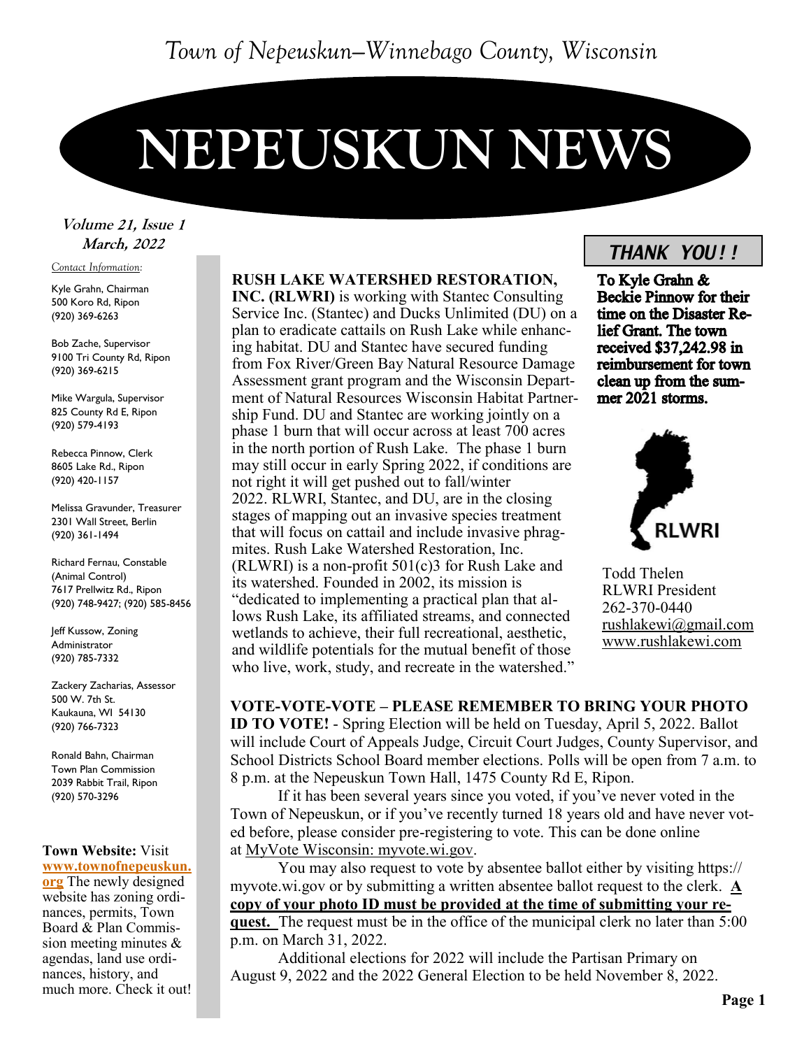Town of Nepeuskun–Winnebago County, Wisconsin

# NEPEUSKUN NEWS

**Volume 21, Issue 1**
**March, 2022**

*Contact Information:*

Kyle Grahn, Chairman
500 Koro Rd, Ripon
(920) 369-6263

Bob Zache, Supervisor
9100 Tri County Rd, Ripon
(920) 369-6215

Mike Wargula, Supervisor
825 County Rd E, Ripon
(920) 579-4193

Rebecca Pinnow, Clerk
8605 Lake Rd., Ripon
(920) 420-1157

Melissa Gravunder, Treasurer
2301 Wall Street, Berlin
(920) 361-1494

Richard Fernau, Constable
(Animal Control)
7617 Prellwitz Rd., Ripon
(920) 748-9427; (920) 585-8456

Jeff Kussow, Zoning Administrator
(920) 785-7332

Zackery Zacharias, Assessor
500 W. 7th St.
Kaukauna, WI 54130
(920) 766-7323

Ronald Bahn, Chairman
Town Plan Commission
2039 Rabbit Trail, Ripon
(920) 570-3296

**Town Website:** Visit **www.townofnepeuskun.org** The newly designed website has zoning ordinances, permits, Town Board & Plan Commission meeting minutes & agendas, land use ordinances, history, and much more. Check it out!

**RUSH LAKE WATERSHED RESTORATION, INC. (RLWRI)** is working with Stantec Consulting Service Inc. (Stantec) and Ducks Unlimited (DU) on a plan to eradicate cattails on Rush Lake while enhancing habitat. DU and Stantec have secured funding from Fox River/Green Bay Natural Resource Damage Assessment grant program and the Wisconsin Department of Natural Resources Wisconsin Habitat Partnership Fund. DU and Stantec are working jointly on a phase 1 burn that will occur across at least 700 acres in the north portion of Rush Lake. The phase 1 burn may still occur in early Spring 2022, if conditions are not right it will get pushed out to fall/winter 2022. RLWRI, Stantec, and DU, are in the closing stages of mapping out an invasive species treatment that will focus on cattail and include invasive phragmites. Rush Lake Watershed Restoration, Inc. (RLWRI) is a non-profit 501(c)3 for Rush Lake and its watershed. Founded in 2002, its mission is "dedicated to implementing a practical plan that allows Rush Lake, its affiliated streams, and connected wetlands to achieve, their full recreational, aesthetic, and wildlife potentials for the mutual benefit of those who live, work, study, and recreate in the watershed."

## THANK YOU!!

**To Kyle Grahn & Beckie Pinnow for their time on the Disaster Relief Grant. The town received $37,242.98 in reimbursement for town clean up from the summer 2021 storms.**

RLWRI

Todd Thelen
RLWRI President
262-370-0440
rushlakewi@gmail.com
www.rushlakewi.com

**VOTE-VOTE-VOTE – PLEASE REMEMBER TO BRING YOUR PHOTO ID TO VOTE!** - Spring Election will be held on Tuesday, April 5, 2022. Ballot will include Court of Appeals Judge, Circuit Court Judges, County Supervisor, and School Districts School Board member elections. Polls will be open from 7 a.m. to 8 p.m. at the Nepeuskun Town Hall, 1475 County Rd E, Ripon.

If it has been several years since you voted, if you've never voted in the Town of Nepeuskun, or if you've recently turned 18 years old and have never voted before, please consider pre-registering to vote. This can be done online at MyVote Wisconsin: myvote.wi.gov.

You may also request to vote by absentee ballot either by visiting https://myvote.wi.gov or by submitting a written absentee ballot request to the clerk. **A copy of your photo ID must be provided at the time of submitting your request.** The request must be in the office of the municipal clerk no later than 5:00 p.m. on March 31, 2022.

Additional elections for 2022 will include the Partisan Primary on August 9, 2022 and the 2022 General Election to be held November 8, 2022.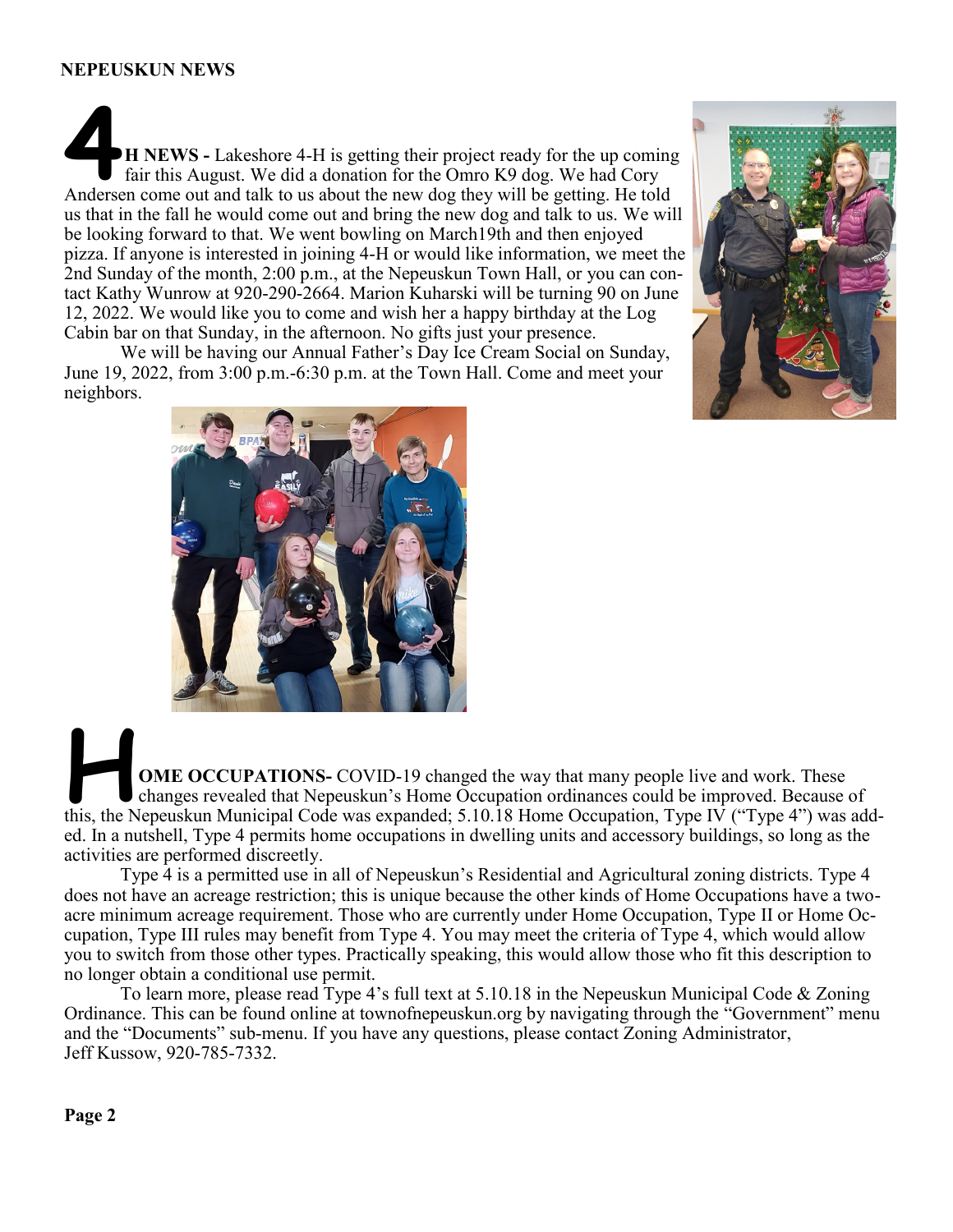## NEPEUSKUN NEWS

**4H NEWS -** Lakeshore 4-H is getting their project ready for the up coming fair this August. We did a donation for the Omro K9 dog. We had Cory Andersen come out and talk to us about the new dog they will be getting. He told us that in the fall he would come out and bring the new dog and talk to us. We will be looking forward to that. We went bowling on March19th and then enjoyed pizza. If anyone is interested in joining 4-H or would like information, we meet the 2nd Sunday of the month, 2:00 p.m., at the Nepeuskun Town Hall, or you can contact Kathy Wunrow at 920-290-2664. Marion Kuharski will be turning 90 on June 12, 2022. We would like you to come and wish her a happy birthday at the Log Cabin bar on that Sunday, in the afternoon. No gifts just your presence.

We will be having our Annual Father's Day Ice Cream Social on Sunday, June 19, 2022, from 3:00 p.m.-6:30 p.m. at the Town Hall. Come and meet your neighbors.

**HOME OCCUPATIONS-** COVID-19 changed the way that many people live and work. These changes revealed that Nepeuskun's Home Occupation ordinances could be improved. Because of this, the Nepeuskun Municipal Code was expanded; 5.10.18 Home Occupation, Type IV ("Type 4") was added. In a nutshell, Type 4 permits home occupations in dwelling units and accessory buildings, so long as the activities are performed discreetly.

Type 4 is a permitted use in all of Nepeuskun's Residential and Agricultural zoning districts. Type 4 does not have an acreage restriction; this is unique because the other kinds of Home Occupations have a two-acre minimum acreage requirement. Those who are currently under Home Occupation, Type II or Home Occupation, Type III rules may benefit from Type 4. You may meet the criteria of Type 4, which would allow you to switch from those other types. Practically speaking, this would allow those who fit this description to no longer obtain a conditional use permit.

To learn more, please read Type 4's full text at 5.10.18 in the Nepeuskun Municipal Code & Zoning Ordinance. This can be found online at townofnepeuskun.org by navigating through the "Government" menu and the "Documents" sub-menu. If you have any questions, please contact Zoning Administrator, Jeff Kussow, 920-785-7332.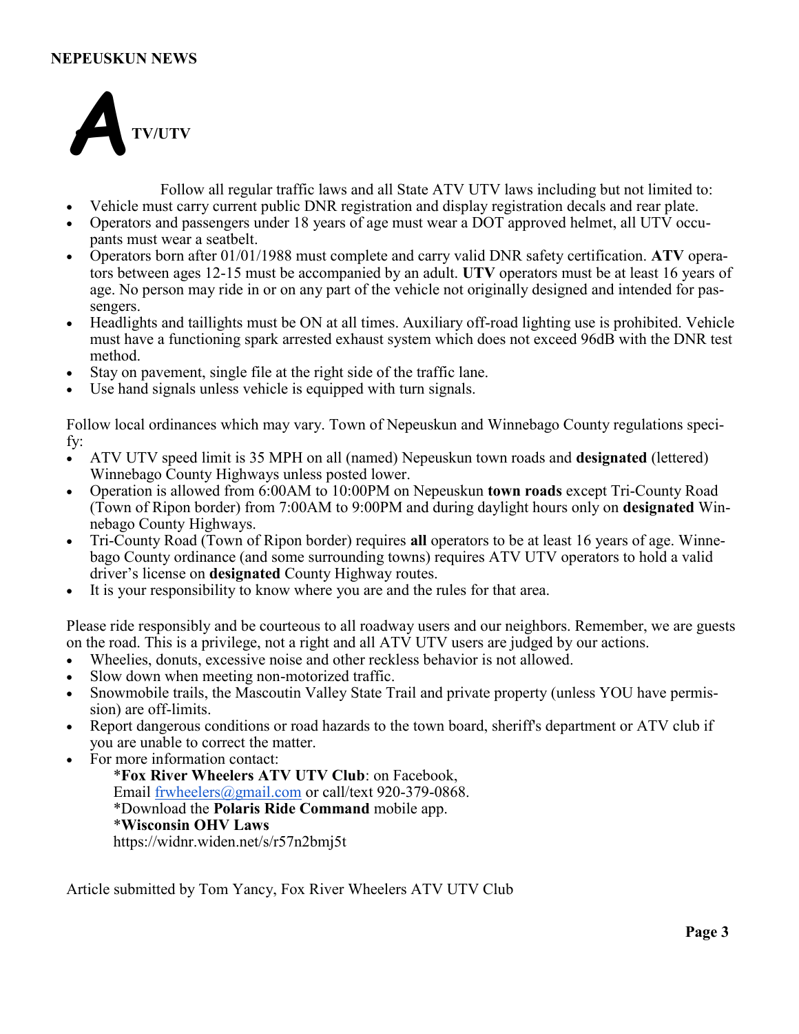# ATV/UTV

Follow all regular traffic laws and all State ATV UTV laws including but not limited to:

- Vehicle must carry current public DNR registration and display registration decals and rear plate.
- Operators and passengers under 18 years of age must wear a DOT approved helmet, all UTV occupants must wear a seatbelt.
- Operators born after 01/01/1988 must complete and carry valid DNR safety certification. **ATV** operators between ages 12-15 must be accompanied by an adult. **UTV** operators must be at least 16 years of age. No person may ride in or on any part of the vehicle not originally designed and intended for passengers.
- Headlights and taillights must be ON at all times. Auxiliary off-road lighting use is prohibited. Vehicle must have a functioning spark arrested exhaust system which does not exceed 96dB with the DNR test method.
- Stay on pavement, single file at the right side of the traffic lane.
- Use hand signals unless vehicle is equipped with turn signals.

Follow local ordinances which may vary. Town of Nepeuskun and Winnebago County regulations specify:

- ATV UTV speed limit is 35 MPH on all (named) Nepeuskun town roads and **designated** (lettered) Winnebago County Highways unless posted lower.
- Operation is allowed from 6:00AM to 10:00PM on Nepeuskun **town roads** except Tri-County Road (Town of Ripon border) from 7:00AM to 9:00PM and during daylight hours only on **designated** Winnebago County Highways.
- Tri-County Road (Town of Ripon border) requires **all** operators to be at least 16 years of age. Winnebago County ordinance (and some surrounding towns) requires ATV UTV operators to hold a valid driver's license on **designated** County Highway routes.
- It is your responsibility to know where you are and the rules for that area.

Please ride responsibly and be courteous to all roadway users and our neighbors. Remember, we are guests on the road. This is a privilege, not a right and all ATV UTV users are judged by our actions.

- Wheelies, donuts, excessive noise and other reckless behavior is not allowed.
- Slow down when meeting non-motorized traffic.
- Snowmobile trails, the Mascoutin Valley State Trail and private property (unless YOU have permission) are off-limits.
- Report dangerous conditions or road hazards to the town board, sheriff's department or ATV club if you are unable to correct the matter.
- For more information contact:

  *__Fox River Wheelers ATV UTV Club__: on Facebook,
  Email frwheelers@gmail.com or call/text 920-379-0868.
  *Download the **Polaris Ride Command** mobile app.
  *__Wisconsin OHV Laws__
  https://widnr.widen.net/s/r57n2bmj5t

Article submitted by Tom Yancy, Fox River Wheelers ATV UTV Club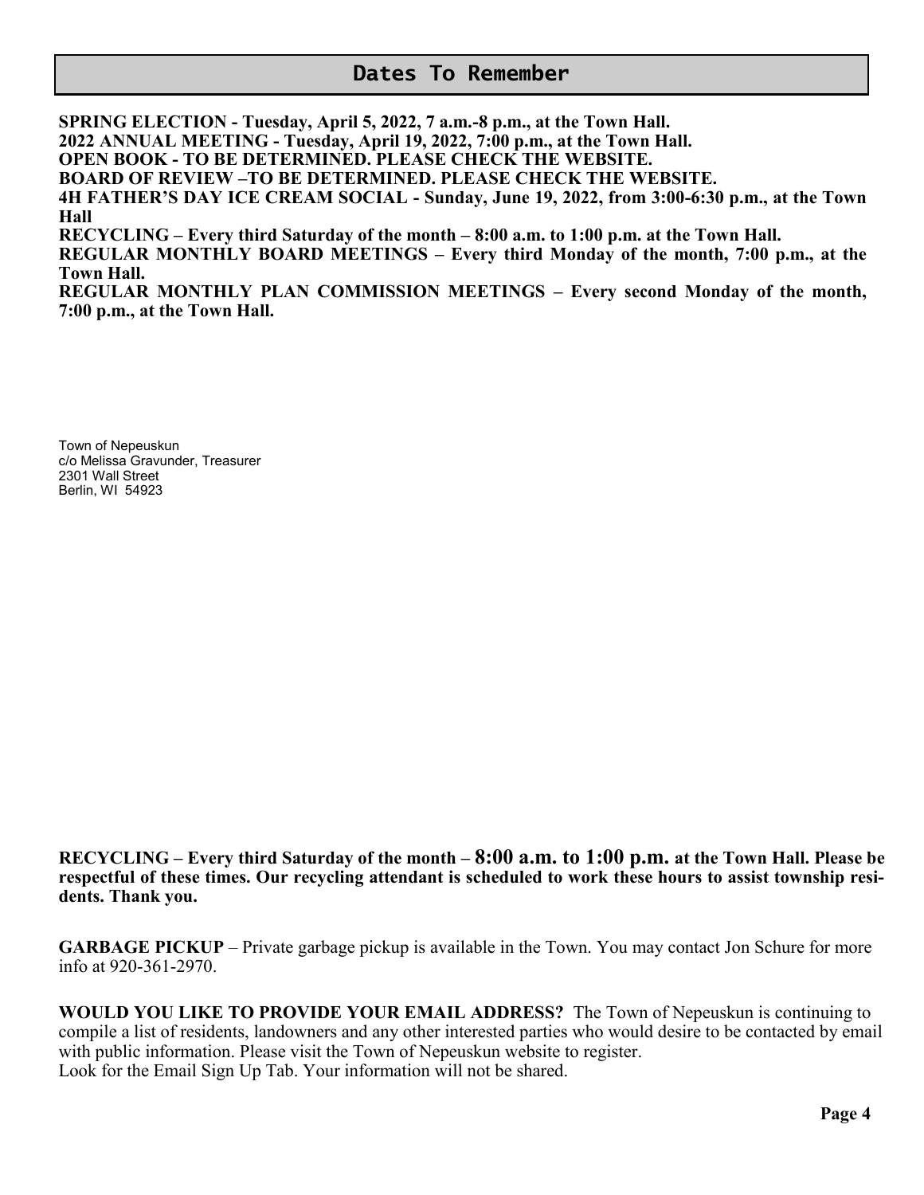## Dates To Remember

**SPRING ELECTION - Tuesday, April 5, 2022, 7 a.m.-8 p.m., at the Town Hall.**
**2022 ANNUAL MEETING - Tuesday, April 19, 2022, 7:00 p.m., at the Town Hall.**
**OPEN BOOK - TO BE DETERMINED. PLEASE CHECK THE WEBSITE.**
**BOARD OF REVIEW –TO BE DETERMINED. PLEASE CHECK THE WEBSITE.**
**4H FATHER'S DAY ICE CREAM SOCIAL - Sunday, June 19, 2022, from 3:00-6:30 p.m., at the Town Hall**
**RECYCLING – Every third Saturday of the month – 8:00 a.m. to 1:00 p.m. at the Town Hall.**
**REGULAR MONTHLY BOARD MEETINGS – Every third Monday of the month, 7:00 p.m., at the Town Hall.**
**REGULAR MONTHLY PLAN COMMISSION MEETINGS – Every second Monday of the month, 7:00 p.m., at the Town Hall.**

Town of Nepeuskun
c/o Melissa Gravunder, Treasurer
2301 Wall Street
Berlin, WI 54923

**RECYCLING – Every third Saturday of the month – 8:00 a.m. to 1:00 p.m. at the Town Hall. Please be respectful of these times. Our recycling attendant is scheduled to work these hours to assist township residents. Thank you.**

**GARBAGE PICKUP** – Private garbage pickup is available in the Town. You may contact Jon Schure for more info at 920-361-2970.

**WOULD YOU LIKE TO PROVIDE YOUR EMAIL ADDRESS?** The Town of Nepeuskun is continuing to compile a list of residents, landowners and any other interested parties who would desire to be contacted by email with public information. Please visit the Town of Nepeuskun website to register.
Look for the Email Sign Up Tab. Your information will not be shared.